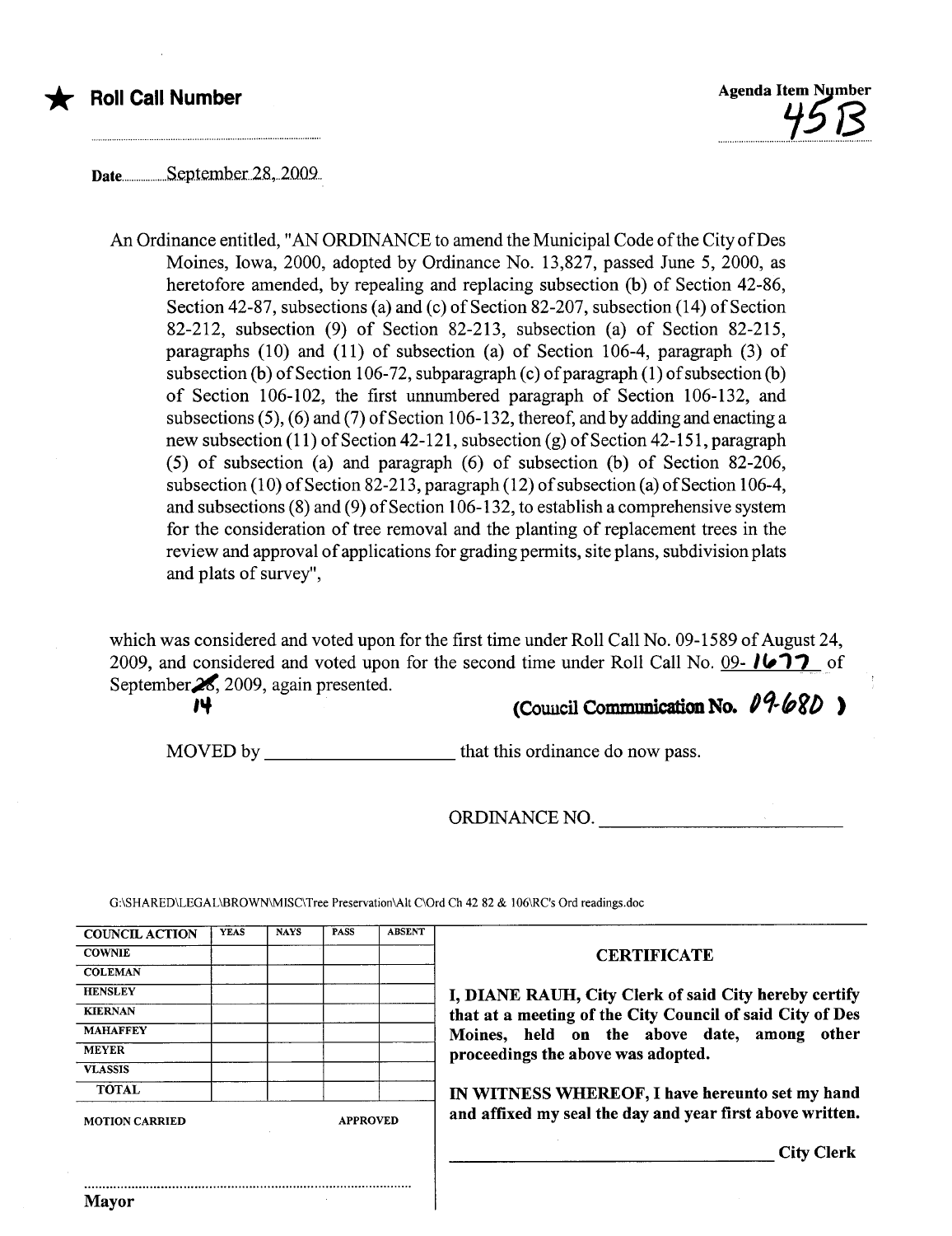★ **Roll Call Number**

Agenda Item Number
45B

Date September 28, 2009

An Ordinance entitled, "AN ORDINANCE to amend the Municipal Code of the City of Des Moines, Iowa, 2000, adopted by Ordinance No. 13,827, passed June 5, 2000, as heretofore amended, by repealing and replacing subsection (b) of Section 42-86, Section 42-87, subsections (a) and (c) of Section 82-207, subsection (14) of Section 82-212, subsection (9) of Section 82-213, subsection (a) of Section 82-215, paragraphs (10) and (11) of subsection (a) of Section 106-4, paragraph (3) of subsection (b) of Section 106-72, subparagraph (c) of paragraph (1) of subsection (b) of Section 106-102, the first unnumbered paragraph of Section 106-132, and subsections (5), (6) and (7) of Section 106-132, thereof, and by adding and enacting a new subsection (11) of Section 42-121, subsection (g) of Section 42-151, paragraph (5) of subsection (a) and paragraph (6) of subsection (b) of Section 82-206, subsection (10) of Section 82-213, paragraph (12) of subsection (a) of Section 106-4, and subsections (8) and (9) of Section 106-132, to establish a comprehensive system for the consideration of tree removal and the planting of replacement trees in the review and approval of applications for grading permits, site plans, subdivision plats and plats of survey",

which was considered and voted upon for the first time under Roll Call No. 09-1589 of August 24, 2009, and considered and voted upon for the second time under Roll Call No. 09- 1677 of September 14, 2009, again presented.

(Council Communication No. 09-680)

MOVED by ____________________ that this ordinance do now pass.

ORDINANCE NO. ____________________

G:\SHARED\LEGAL\BROWN\MISC\Tree Preservation\Alt C\Ord Ch 42 82 & 106\RC's Ord readings.doc

| COUNCIL ACTION | YEAS | NAYS | PASS | ABSENT |
|---|---|---|---|---|
| COWNIE | | | | |
| COLEMAN | | | | |
| HENSLEY | | | | |
| KIERNAN | | | | |
| MAHAFFEY | | | | |
| MEYER | | | | |
| VLASSIS | | | | |
| TOTAL | | | | |

MOTION CARRIED APPROVED

Mayor

**CERTIFICATE**

**I, DIANE RAUH, City Clerk of said City hereby certify that at a meeting of the City Council of said City of Des Moines, held on the above date, among other proceedings the above was adopted.**

**IN WITNESS WHEREOF, I have hereunto set my hand and affixed my seal the day and year first above written.**

____________________ **City Clerk**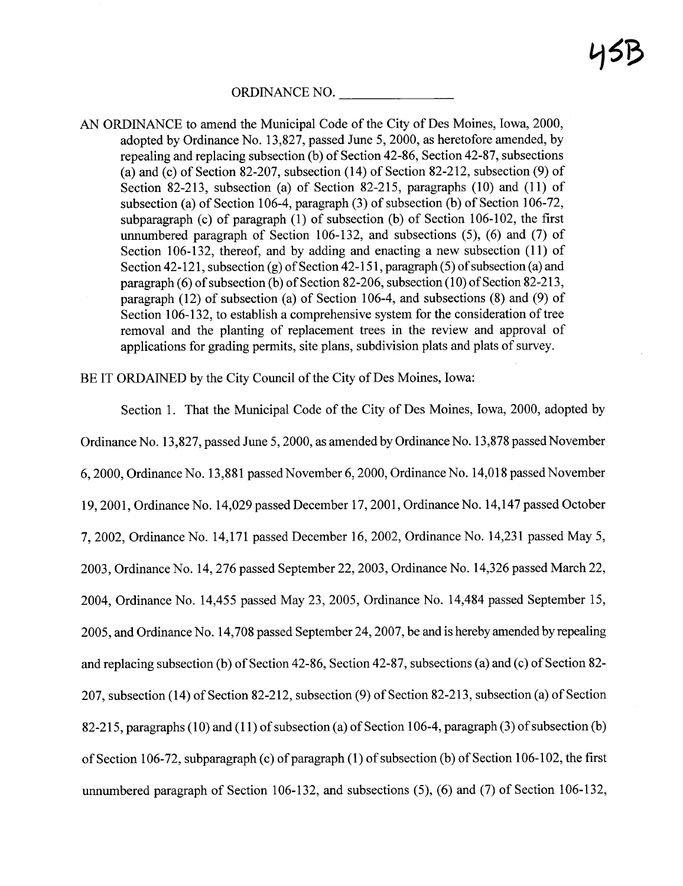45B

ORDINANCE NO. ________________

AN ORDINANCE to amend the Municipal Code of the City of Des Moines, Iowa, 2000, adopted by Ordinance No. 13,827, passed June 5, 2000, as heretofore amended, by repealing and replacing subsection (b) of Section 42-86, Section 42-87, subsections (a) and (c) of Section 82-207, subsection (14) of Section 82-212, subsection (9) of Section 82-213, subsection (a) of Section 82-215, paragraphs (10) and (11) of subsection (a) of Section 106-4, paragraph (3) of subsection (b) of Section 106-72, subparagraph (c) of paragraph (1) of subsection (b) of Section 106-102, the first unnumbered paragraph of Section 106-132, and subsections (5), (6) and (7) of Section 106-132, thereof, and by adding and enacting a new subsection (11) of Section 42-121, subsection (g) of Section 42-151, paragraph (5) of subsection (a) and paragraph (6) of subsection (b) of Section 82-206, subsection (10) of Section 82-213, paragraph (12) of subsection (a) of Section 106-4, and subsections (8) and (9) of Section 106-132, to establish a comprehensive system for the consideration of tree removal and the planting of replacement trees in the review and approval of applications for grading permits, site plans, subdivision plats and plats of survey.

BE IT ORDAINED by the City Council of the City of Des Moines, Iowa:

Section 1. That the Municipal Code of the City of Des Moines, Iowa, 2000, adopted by Ordinance No. 13,827, passed June 5, 2000, as amended by Ordinance No. 13,878 passed November 6, 2000, Ordinance No. 13,881 passed November 6, 2000, Ordinance No. 14,018 passed November 19, 2001, Ordinance No. 14,029 passed December 17, 2001, Ordinance No. 14,147 passed October 7, 2002, Ordinance No. 14,171 passed December 16, 2002, Ordinance No. 14,231 passed May 5, 2003, Ordinance No. 14, 276 passed September 22, 2003, Ordinance No. 14,326 passed March 22, 2004, Ordinance No. 14,455 passed May 23, 2005, Ordinance No. 14,484 passed September 15, 2005, and Ordinance No. 14,708 passed September 24, 2007, be and is hereby amended by repealing and replacing subsection (b) of Section 42-86, Section 42-87, subsections (a) and (c) of Section 82-207, subsection (14) of Section 82-212, subsection (9) of Section 82-213, subsection (a) of Section 82-215, paragraphs (10) and (11) of subsection (a) of Section 106-4, paragraph (3) of subsection (b) of Section 106-72, subparagraph (c) of paragraph (1) of subsection (b) of Section 106-102, the first unnumbered paragraph of Section 106-132, and subsections (5), (6) and (7) of Section 106-132,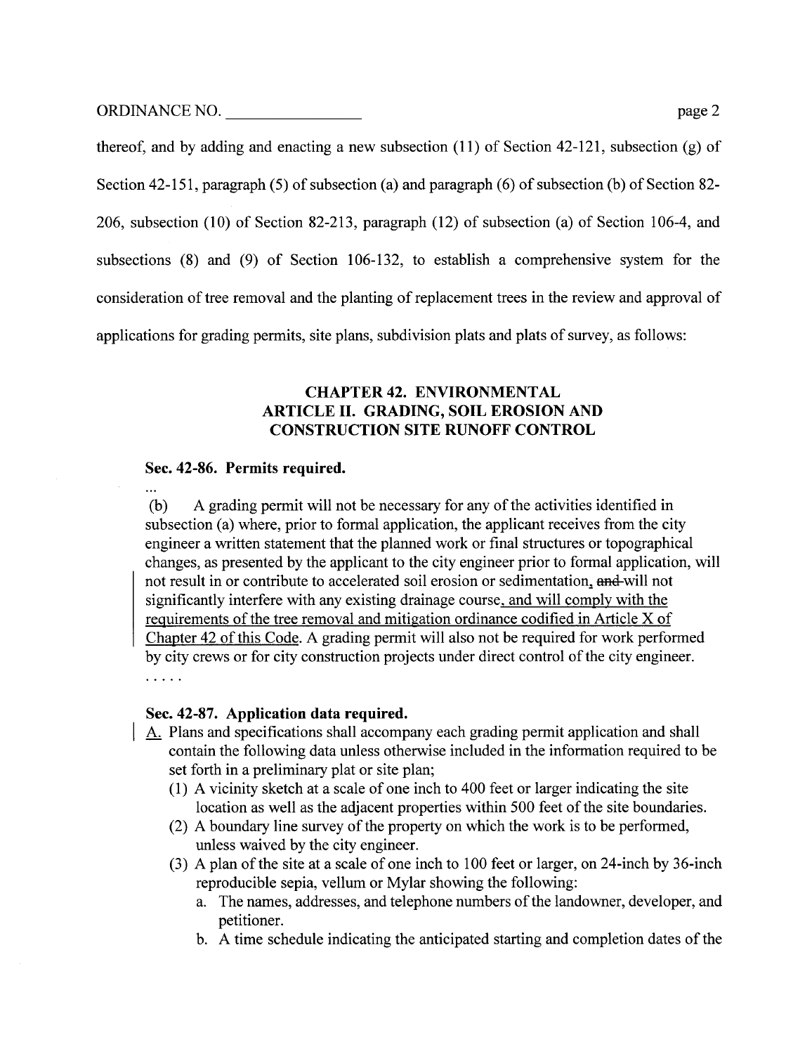thereof, and by adding and enacting a new subsection (11) of Section 42-121, subsection (g) of Section 42-151, paragraph (5) of subsection (a) and paragraph (6) of subsection (b) of Section 82-206, subsection (10) of Section 82-213, paragraph (12) of subsection (a) of Section 106-4, and subsections (8) and (9) of Section 106-132, to establish a comprehensive system for the consideration of tree removal and the planting of replacement trees in the review and approval of applications for grading permits, site plans, subdivision plats and plats of survey, as follows:

## CHAPTER 42. ENVIRONMENTAL
## ARTICLE II. GRADING, SOIL EROSION AND CONSTRUCTION SITE RUNOFF CONTROL

### Sec. 42-86. Permits required.

...

(b) A grading permit will not be necessary for any of the activities identified in subsection (a) where, prior to formal application, the applicant receives from the city engineer a written statement that the planned work or final structures or topographical changes, as presented by the applicant to the city engineer prior to formal application, will not result in or contribute to accelerated soil erosion or sedimentation, ~~and~~ will not significantly interfere with any existing drainage course, <u>and will comply with the requirements of the tree removal and mitigation ordinance codified in Article X of Chapter 42 of this Code</u>. A grading permit will also not be required for work performed by city crews or for city construction projects under direct control of the city engineer.

.....

### Sec. 42-87. Application data required.

<u>A.</u> Plans and specifications shall accompany each grading permit application and shall contain the following data unless otherwise included in the information required to be set forth in a preliminary plat or site plan;

(1) A vicinity sketch at a scale of one inch to 400 feet or larger indicating the site location as well as the adjacent properties within 500 feet of the site boundaries.

(2) A boundary line survey of the property on which the work is to be performed, unless waived by the city engineer.

(3) A plan of the site at a scale of one inch to 100 feet or larger, on 24-inch by 36-inch reproducible sepia, vellum or Mylar showing the following:

a. The names, addresses, and telephone numbers of the landowner, developer, and petitioner.

b. A time schedule indicating the anticipated starting and completion dates of the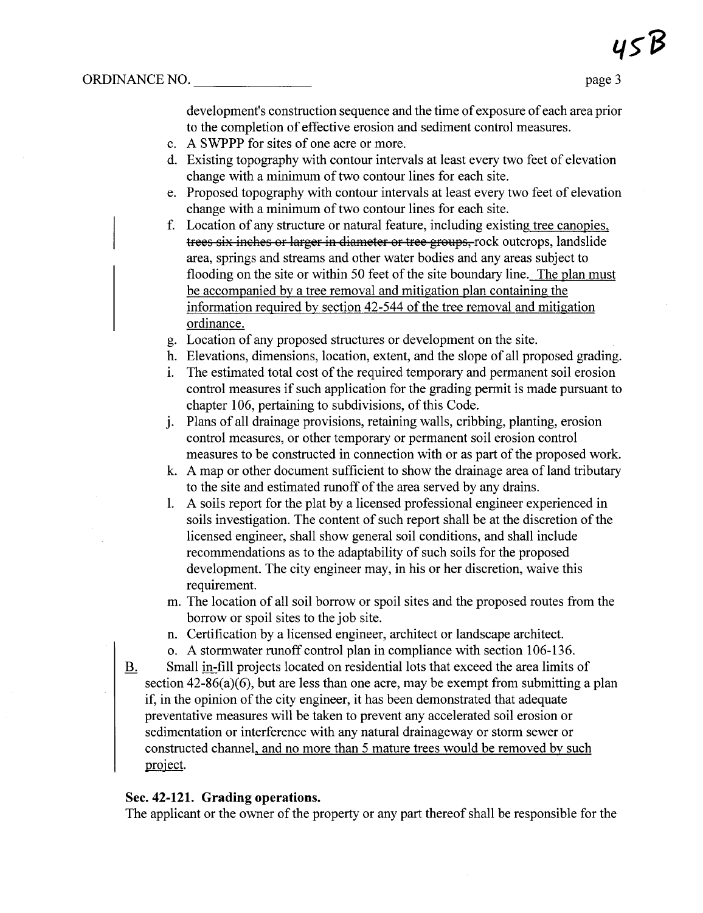development's construction sequence and the time of exposure of each area prior to the completion of effective erosion and sediment control measures.

c. A SWPPP for sites of one acre or more.
d. Existing topography with contour intervals at least every two feet of elevation change with a minimum of two contour lines for each site.
e. Proposed topography with contour intervals at least every two feet of elevation change with a minimum of two contour lines for each site.
f. Location of any structure or natural feature, including existing tree canopies, ~~trees six inches or larger in diameter or tree groups,~~ rock outcrops, landslide area, springs and streams and other water bodies and any areas subject to flooding on the site or within 50 feet of the site boundary line. The plan must be accompanied by a tree removal and mitigation plan containing the information required by section 42-544 of the tree removal and mitigation ordinance.
g. Location of any proposed structures or development on the site.
h. Elevations, dimensions, location, extent, and the slope of all proposed grading.
i. The estimated total cost of the required temporary and permanent soil erosion control measures if such application for the grading permit is made pursuant to chapter 106, pertaining to subdivisions, of this Code.
j. Plans of all drainage provisions, retaining walls, cribbing, planting, erosion control measures, or other temporary or permanent soil erosion control measures to be constructed in connection with or as part of the proposed work.
k. A map or other document sufficient to show the drainage area of land tributary to the site and estimated runoff of the area served by any drains.
l. A soils report for the plat by a licensed professional engineer experienced in soils investigation. The content of such report shall be at the discretion of the licensed engineer, shall show general soil conditions, and shall include recommendations as to the adaptability of such soils for the proposed development. The city engineer may, in his or her discretion, waive this requirement.
m. The location of all soil borrow or spoil sites and the proposed routes from the borrow or spoil sites to the job site.
n. Certification by a licensed engineer, architect or landscape architect.
o. A stormwater runoff control plan in compliance with section 106-136.

B. Small in-fill projects located on residential lots that exceed the area limits of section 42-86(a)(6), but are less than one acre, may be exempt from submitting a plan if, in the opinion of the city engineer, it has been demonstrated that adequate preventative measures will be taken to prevent any accelerated soil erosion or sedimentation or interference with any natural drainageway or storm sewer or constructed channel, and no more than 5 mature trees would be removed by such project.

### Sec. 42-121. Grading operations.

The applicant or the owner of the property or any part thereof shall be responsible for the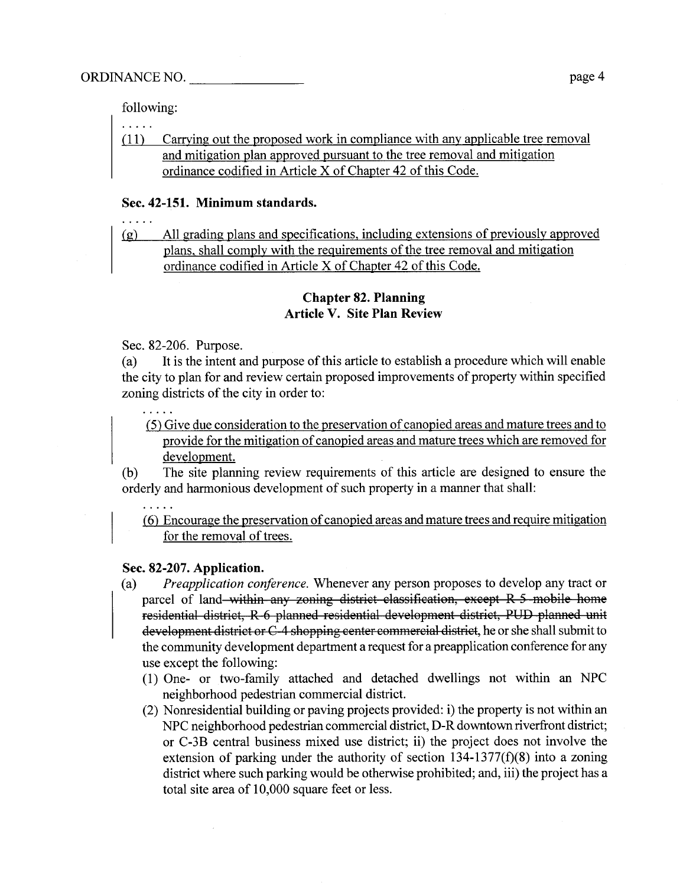following:

. . . . .

(11) Carrying out the proposed work in compliance with any applicable tree removal and mitigation plan approved pursuant to the tree removal and mitigation ordinance codified in Article X of Chapter 42 of this Code.

**Sec. 42-151. Minimum standards.**

. . . . .

(g) All grading plans and specifications, including extensions of previously approved plans, shall comply with the requirements of the tree removal and mitigation ordinance codified in Article X of Chapter 42 of this Code.

## Chapter 82. Planning
## Article V. Site Plan Review

Sec. 82-206. Purpose.

(a) It is the intent and purpose of this article to establish a procedure which will enable the city to plan for and review certain proposed improvements of property within specified zoning districts of the city in order to:

. . . . .

(5) Give due consideration to the preservation of canopied areas and mature trees and to provide for the mitigation of canopied areas and mature trees which are removed for development.

(b) The site planning review requirements of this article are designed to ensure the orderly and harmonious development of such property in a manner that shall:

. . . . .

(6) Encourage the preservation of canopied areas and mature trees and require mitigation for the removal of trees.

**Sec. 82-207. Application.**

(a) *Preapplication conference.* Whenever any person proposes to develop any tract or parcel of land ~~within any zoning district classification, except R-5 mobile home residential district, R-6 planned residential development district, PUD planned unit development district or C-4 shopping center commercial district~~, he or she shall submit to the community development department a request for a preapplication conference for any use except the following:

(1) One- or two-family attached and detached dwellings not within an NPC neighborhood pedestrian commercial district.

(2) Nonresidential building or paving projects provided: i) the property is not within an NPC neighborhood pedestrian commercial district, D-R downtown riverfront district; or C-3B central business mixed use district; ii) the project does not involve the extension of parking under the authority of section 134-1377(f)(8) into a zoning district where such parking would be otherwise prohibited; and, iii) the project has a total site area of 10,000 square feet or less.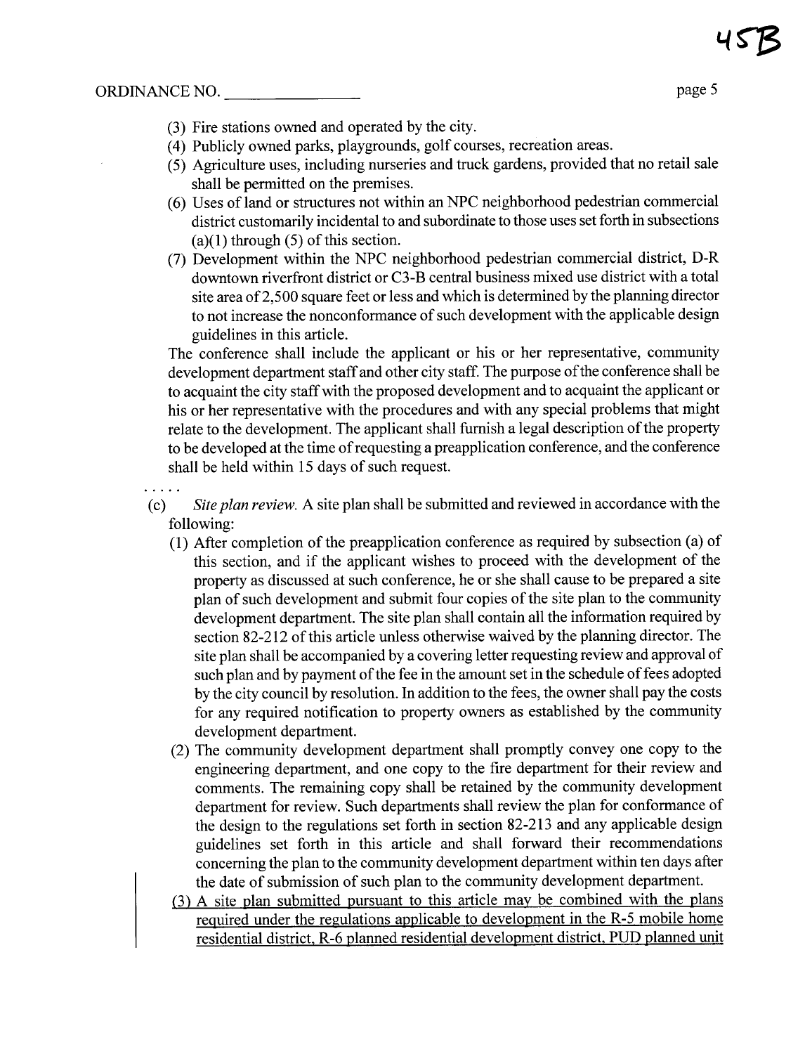(3) Fire stations owned and operated by the city.

(4) Publicly owned parks, playgrounds, golf courses, recreation areas.

(5) Agriculture uses, including nurseries and truck gardens, provided that no retail sale shall be permitted on the premises.

(6) Uses of land or structures not within an NPC neighborhood pedestrian commercial district customarily incidental to and subordinate to those uses set forth in subsections (a)(1) through (5) of this section.

(7) Development within the NPC neighborhood pedestrian commercial district, D-R downtown riverfront district or C3-B central business mixed use district with a total site area of 2,500 square feet or less and which is determined by the planning director to not increase the nonconformance of such development with the applicable design guidelines in this article.

The conference shall include the applicant or his or her representative, community development department staff and other city staff. The purpose of the conference shall be to acquaint the city staff with the proposed development and to acquaint the applicant or his or her representative with the procedures and with any special problems that might relate to the development. The applicant shall furnish a legal description of the property to be developed at the time of requesting a preapplication conference, and the conference shall be held within 15 days of such request.

. . . . .

(c) *Site plan review.* A site plan shall be submitted and reviewed in accordance with the following:

(1) After completion of the preapplication conference as required by subsection (a) of this section, and if the applicant wishes to proceed with the development of the property as discussed at such conference, he or she shall cause to be prepared a site plan of such development and submit four copies of the site plan to the community development department. The site plan shall contain all the information required by section 82-212 of this article unless otherwise waived by the planning director. The site plan shall be accompanied by a covering letter requesting review and approval of such plan and by payment of the fee in the amount set in the schedule of fees adopted by the city council by resolution. In addition to the fees, the owner shall pay the costs for any required notification to property owners as established by the community development department.

(2) The community development department shall promptly convey one copy to the engineering department, and one copy to the fire department for their review and comments. The remaining copy shall be retained by the community development department for review. Such departments shall review the plan for conformance of the design to the regulations set forth in section 82-213 and any applicable design guidelines set forth in this article and shall forward their recommendations concerning the plan to the community development department within ten days after the date of submission of such plan to the community development department.

<u>(3) A site plan submitted pursuant to this article may be combined with the plans required under the regulations applicable to development in the R-5 mobile home residential district, R-6 planned residential development district, PUD planned unit</u>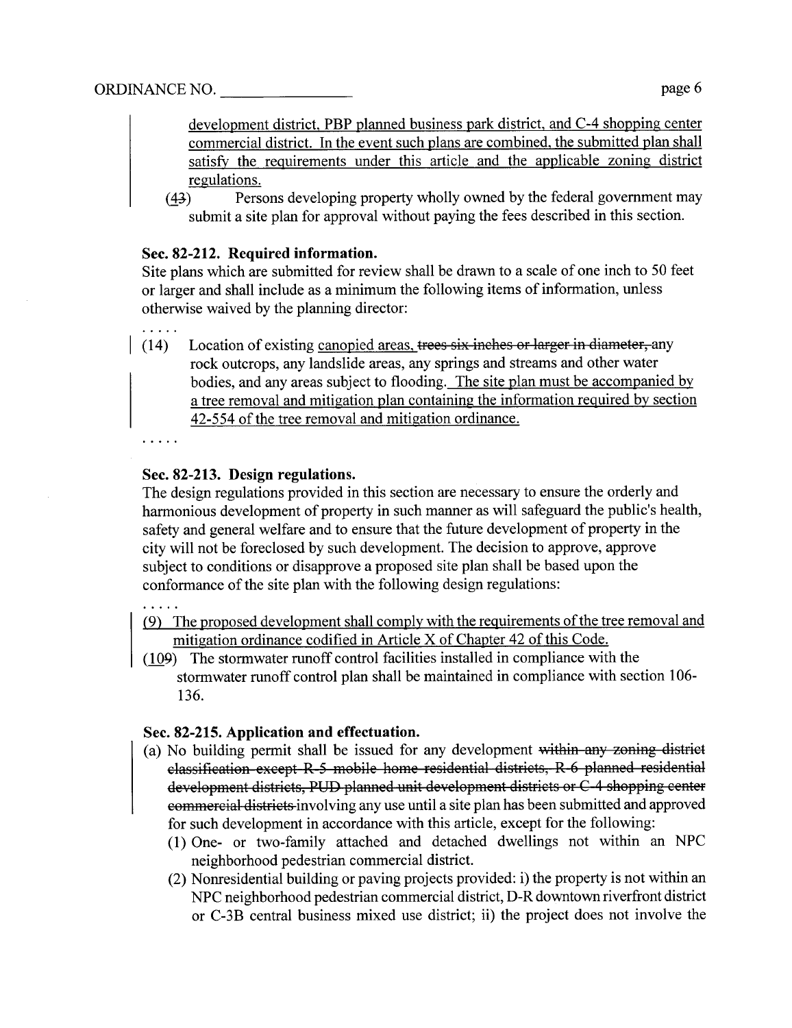development district, PBP planned business park district, and C-4 shopping center commercial district. In the event such plans are combined, the submitted plan shall satisfy the requirements under this article and the applicable zoning district regulations.

(43) Persons developing property wholly owned by the federal government may submit a site plan for approval without paying the fees described in this section.

**Sec. 82-212. Required information.**

Site plans which are submitted for review shall be drawn to a scale of one inch to 50 feet or larger and shall include as a minimum the following items of information, unless otherwise waived by the planning director:

. . . . .

(14) Location of existing canopied areas, trees six inches or larger in diameter, any rock outcrops, any landslide areas, any springs and streams and other water bodies, and any areas subject to flooding. The site plan must be accompanied by a tree removal and mitigation plan containing the information required by section 42-554 of the tree removal and mitigation ordinance.

. . . . .

**Sec. 82-213. Design regulations.**

The design regulations provided in this section are necessary to ensure the orderly and harmonious development of property in such manner as will safeguard the public's health, safety and general welfare and to ensure that the future development of property in the city will not be foreclosed by such development. The decision to approve, approve subject to conditions or disapprove a proposed site plan shall be based upon the conformance of the site plan with the following design regulations:

. . . . .

(9) The proposed development shall comply with the requirements of the tree removal and mitigation ordinance codified in Article X of Chapter 42 of this Code.

(109) The stormwater runoff control facilities installed in compliance with the stormwater runoff control plan shall be maintained in compliance with section 106-136.

**Sec. 82-215. Application and effectuation.**

(a) No building permit shall be issued for any development within any zoning district classification except R-5 mobile home residential districts, R-6 planned residential development districts, PUD planned unit development districts or C-4 shopping center commercial districts involving any use until a site plan has been submitted and approved for such development in accordance with this article, except for the following:

(1) One- or two-family attached and detached dwellings not within an NPC neighborhood pedestrian commercial district.

(2) Nonresidential building or paving projects provided: i) the property is not within an NPC neighborhood pedestrian commercial district, D-R downtown riverfront district or C-3B central business mixed use district; ii) the project does not involve the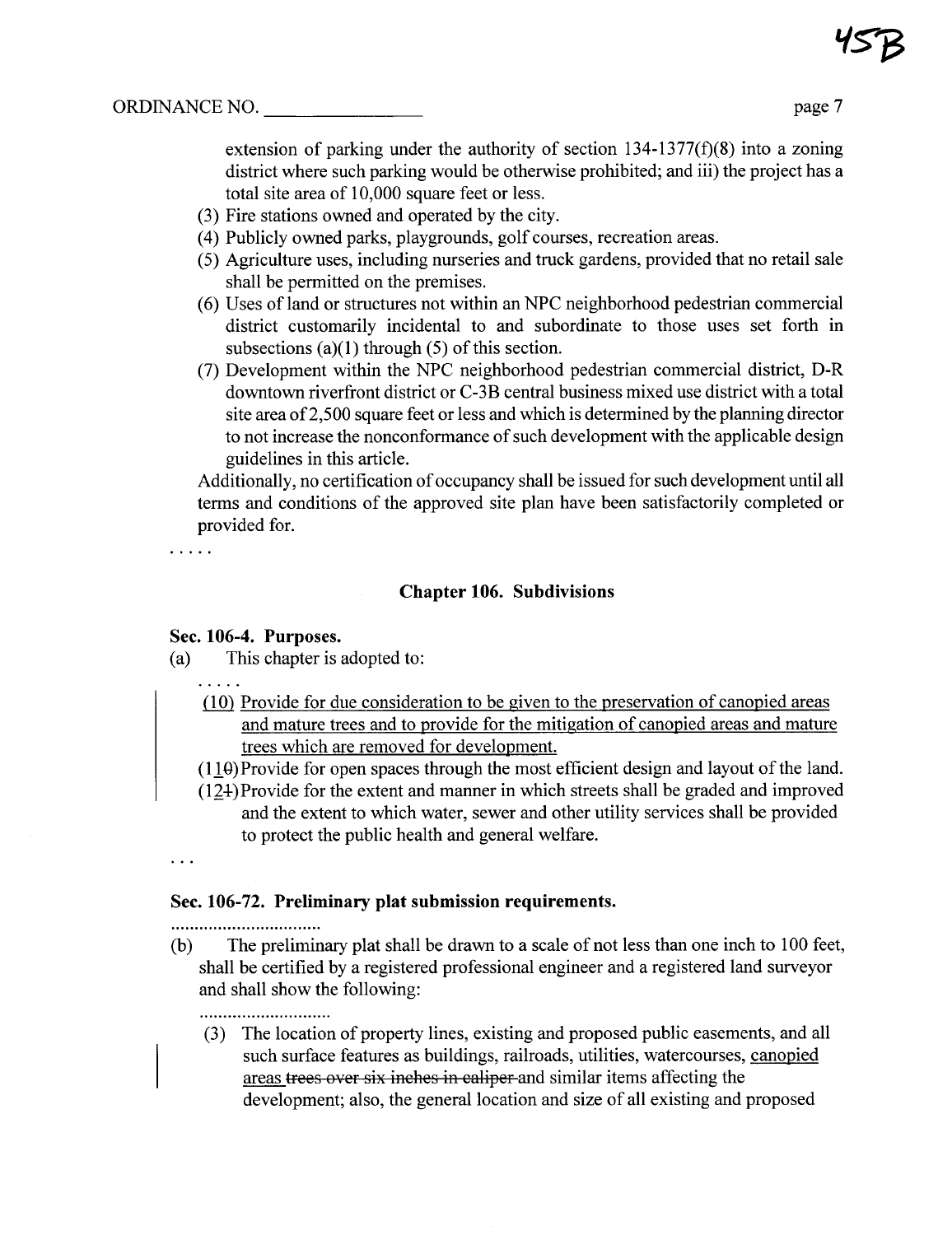extension of parking under the authority of section 134-1377(f)(8) into a zoning district where such parking would be otherwise prohibited; and iii) the project has a total site area of 10,000 square feet or less.

(3) Fire stations owned and operated by the city.

(4) Publicly owned parks, playgrounds, golf courses, recreation areas.

(5) Agriculture uses, including nurseries and truck gardens, provided that no retail sale shall be permitted on the premises.

(6) Uses of land or structures not within an NPC neighborhood pedestrian commercial district customarily incidental to and subordinate to those uses set forth in subsections (a)(1) through (5) of this section.

(7) Development within the NPC neighborhood pedestrian commercial district, D-R downtown riverfront district or C-3B central business mixed use district with a total site area of 2,500 square feet or less and which is determined by the planning director to not increase the nonconformance of such development with the applicable design guidelines in this article.

Additionally, no certification of occupancy shall be issued for such development until all terms and conditions of the approved site plan have been satisfactorily completed or provided for.

. . . . .

## Chapter 106. Subdivisions

### Sec. 106-4. Purposes.

(a) This chapter is adopted to:

. . . . .

(10) Provide for due consideration to be given to the preservation of canopied areas and mature trees and to provide for the mitigation of canopied areas and mature trees which are removed for development.

(1~~0~~1) Provide for open spaces through the most efficient design and layout of the land.

(1~~1~~2) Provide for the extent and manner in which streets shall be graded and improved and the extent to which water, sewer and other utility services shall be provided to protect the public health and general welfare.

. . .

### Sec. 106-72. Preliminary plat submission requirements.

................................

(b) The preliminary plat shall be drawn to a scale of not less than one inch to 100 feet, shall be certified by a registered professional engineer and a registered land surveyor and shall show the following:

............................

(3) The location of property lines, existing and proposed public easements, and all such surface features as buildings, railroads, utilities, watercourses, canopied areas ~~trees over six inches in caliper~~ and similar items affecting the development; also, the general location and size of all existing and proposed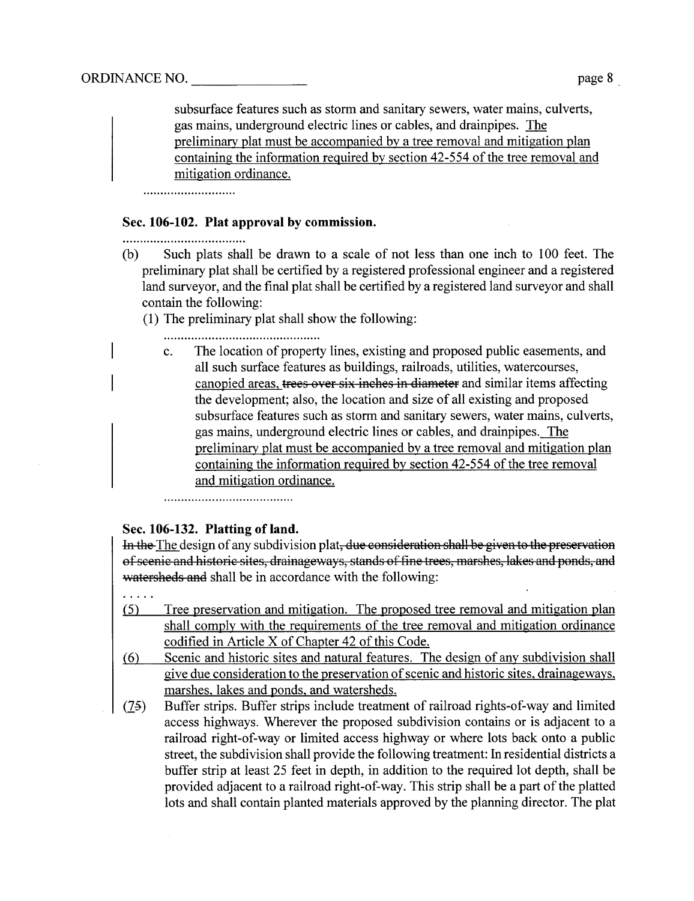subsurface features such as storm and sanitary sewers, water mains, culverts, gas mains, underground electric lines or cables, and drainpipes. <u>The preliminary plat must be accompanied by a tree removal and mitigation plan containing the information required by section 42-554 of the tree removal and mitigation ordinance.</u>

..........................

### Sec. 106-102. Plat approval by commission.

..................................

(b) Such plats shall be drawn to a scale of not less than one inch to 100 feet. The preliminary plat shall be certified by a registered professional engineer and a registered land surveyor, and the final plat shall be certified by a registered land surveyor and shall contain the following:

(1) The preliminary plat shall show the following:

..............................................

c. The location of property lines, existing and proposed public easements, and all such surface features as buildings, railroads, utilities, watercourses, <u>canopied areas,</u> ~~trees over six inches in diameter~~ and similar items affecting the development; also, the location and size of all existing and proposed subsurface features such as storm and sanitary sewers, water mains, culverts, gas mains, underground electric lines or cables, and drainpipes. <u>The preliminary plat must be accompanied by a tree removal and mitigation plan containing the information required by section 42-554 of the tree removal and mitigation ordinance.</u>

.......................................

### Sec. 106-132. Platting of land.

~~In the~~ <u>The</u> design of any subdivision plat~~, due consideration shall be given to the preservation of scenic and historic sites, drainageways, stands of fine trees, marshes, lakes and ponds, and watersheds and~~ shall be in accordance with the following:

. . . . .

<u>(5) Tree preservation and mitigation. The proposed tree removal and mitigation plan shall comply with the requirements of the tree removal and mitigation ordinance codified in Article X of Chapter 42 of this Code.</u>

<u>(6) Scenic and historic sites and natural features. The design of any subdivision shall give due consideration to the preservation of scenic and historic sites, drainageways, marshes, lakes and ponds, and watersheds.</u>

(<u>7</u>~~5~~) Buffer strips. Buffer strips include treatment of railroad rights-of-way and limited access highways. Wherever the proposed subdivision contains or is adjacent to a railroad right-of-way or limited access highway or where lots back onto a public street, the subdivision shall provide the following treatment: In residential districts a buffer strip at least 25 feet in depth, in addition to the required lot depth, shall be provided adjacent to a railroad right-of-way. This strip shall be a part of the platted lots and shall contain planted materials approved by the planning director. The plat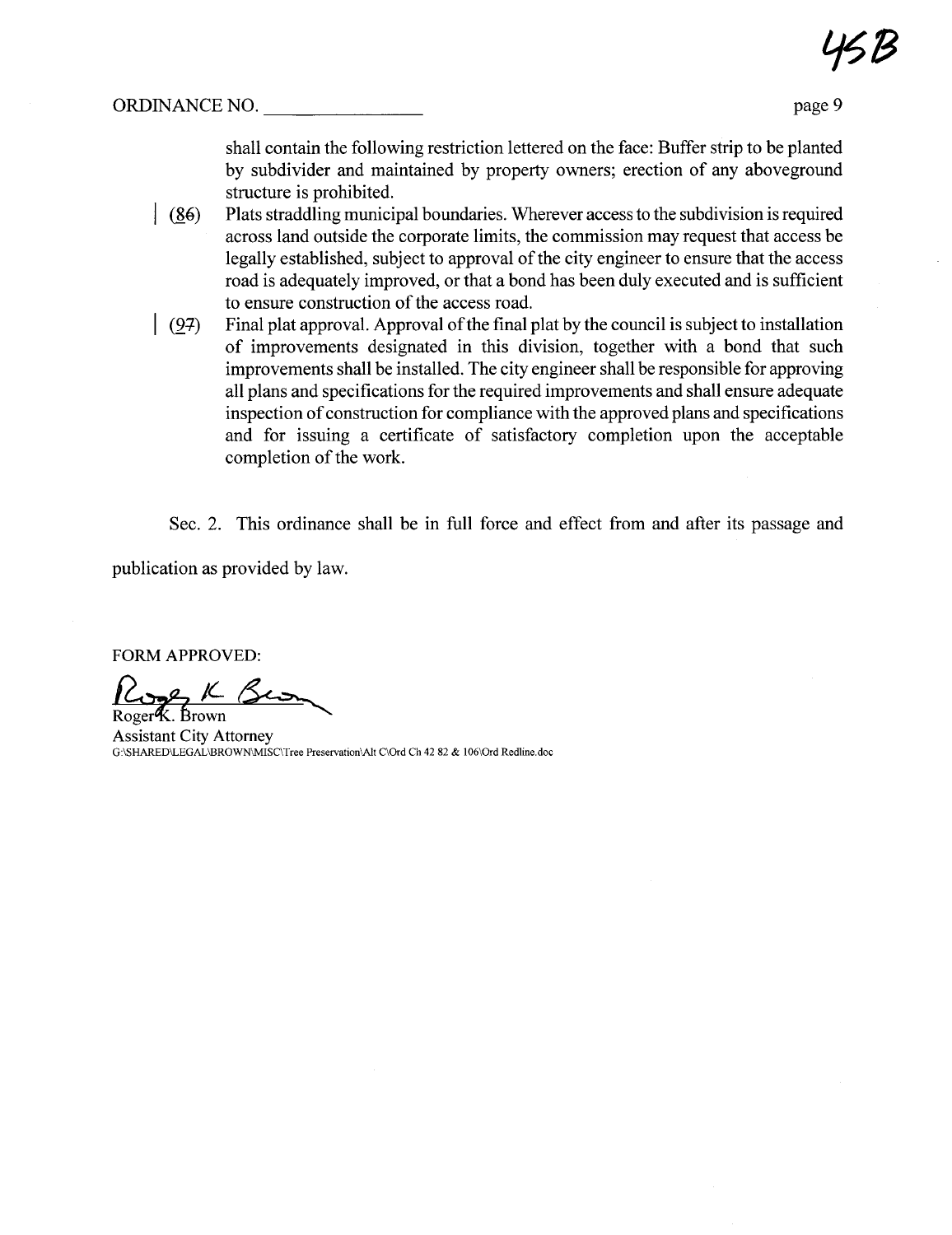shall contain the following restriction lettered on the face: Buffer strip to be planted by subdivider and maintained by property owners; erection of any aboveground structure is prohibited.

(86) Plats straddling municipal boundaries. Wherever access to the subdivision is required across land outside the corporate limits, the commission may request that access be legally established, subject to approval of the city engineer to ensure that the access road is adequately improved, or that a bond has been duly executed and is sufficient to ensure construction of the access road.

(97) Final plat approval. Approval of the final plat by the council is subject to installation of improvements designated in this division, together with a bond that such improvements shall be installed. The city engineer shall be responsible for approving all plans and specifications for the required improvements and shall ensure adequate inspection of construction for compliance with the approved plans and specifications and for issuing a certificate of satisfactory completion upon the acceptable completion of the work.

Sec. 2. This ordinance shall be in full force and effect from and after its passage and publication as provided by law.

FORM APPROVED:

Roger K. Brown
Assistant City Attorney
G:\SHARED\LEGAL\BROWN\MISC\Tree Preservation\Alt C\Ord Ch 42 82 & 106\Ord Redline.doc